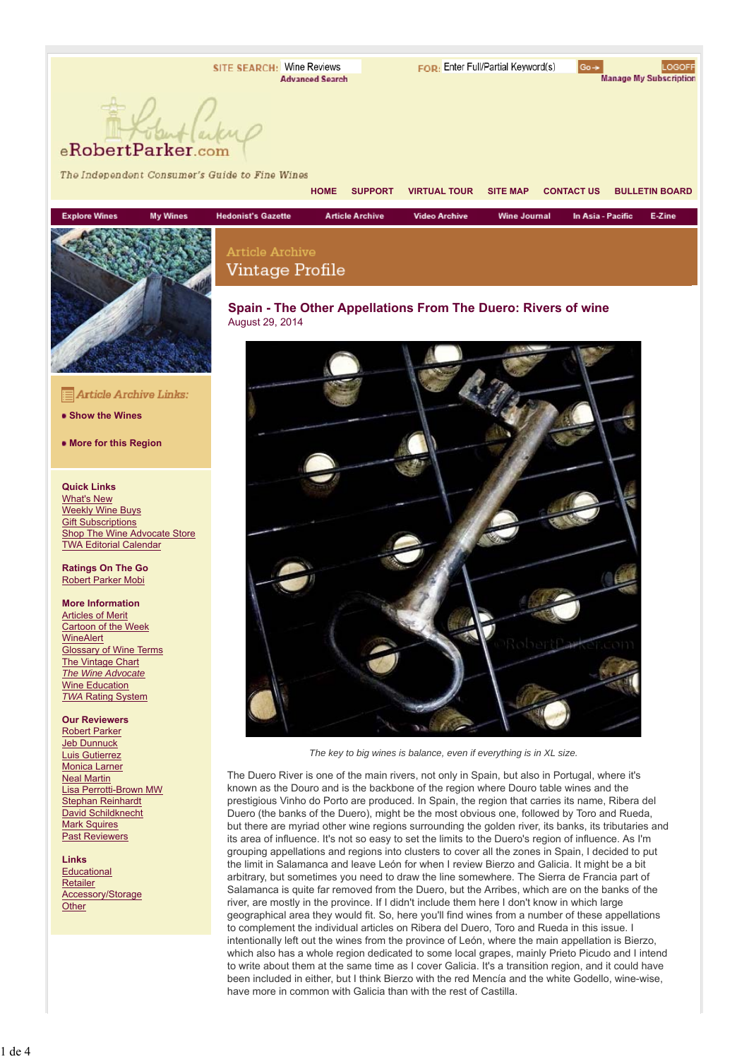SITE SEARCH: Wine Reviews FOR: Enter Full/Partial Keyword(s) Go LOGOFF

Advanced Search Manage My Subscription

eRobertParker.com

The Independent Consumer's Guide to Fine Wines

HOME | SUPPORT | VIRTUAL TOUR | SITE MAP | CONTACT US | BULLETIN BOARD

Explore Wines | My Wines | Hedonist's Gazette | Article Archive | Video Archive | Wine Journal | In Asia - Pacific | E-Zine

*Article Archive Links:*

- Show the Wines
- More for this Region

**Quick Links**
What's New
Weekly Wine Buys
Gift Subscriptions
Shop The Wine Advocate Store
TWA Editorial Calendar

**Ratings On The Go**
Robert Parker Mobi

**More Information**
Articles of Merit
Cartoon of the Week
WineAlert
Glossary of Wine Terms
The Vintage Chart
*The Wine Advocate*
Wine Education
*TWA* Rating System

**Our Reviewers**
Robert Parker
Jeb Dunnuck
Luis Gutierrez
Monica Larner
Neal Martin
Lisa Perrotti-Brown MW
Stephan Reinhardt
David Schildknecht
Mark Squires
Past Reviewers

**Links**
Educational
Retailer
Accessory/Storage
Other

Article Archive

# Vintage Profile

## Spain - The Other Appellations From The Duero: Rivers of wine

August 29, 2014

*The key to big wines is balance, even if everything is in XL size.*

The Duero River is one of the main rivers, not only in Spain, but also in Portugal, where it's known as the Douro and is the backbone of the region where Douro table wines and the prestigious Vinho do Porto are produced. In Spain, the region that carries its name, Ribera del Duero (the banks of the Duero), might be the most obvious one, followed by Toro and Rueda, but there are myriad other wine regions surrounding the golden river, its banks, its tributaries and its area of influence. It's not so easy to set the limits to the Duero's region of influence. As I'm grouping appellations and regions into clusters to cover all the zones in Spain, I decided to put the limit in Salamanca and leave León for when I review Bierzo and Galicia. It might be a bit arbitrary, but sometimes you need to draw the line somewhere. The Sierra de Francia part of Salamanca is quite far removed from the Duero, but the Arribes, which are on the banks of the river, are mostly in the province. If I didn't include them here I don't know in which large geographical area they would fit. So, here you'll find wines from a number of these appellations to complement the individual articles on Ribera del Duero, Toro and Rueda in this issue. I intentionally left out the wines from the province of León, where the main appellation is Bierzo, which also has a whole region dedicated to some local grapes, mainly Prieto Picudo and I intend to write about them at the same time as I cover Galicia. It's a transition region, and it could have been included in either, but I think Bierzo with the red Mencía and the white Godello, wine-wise, have more in common with Galicia than with the rest of Castilla.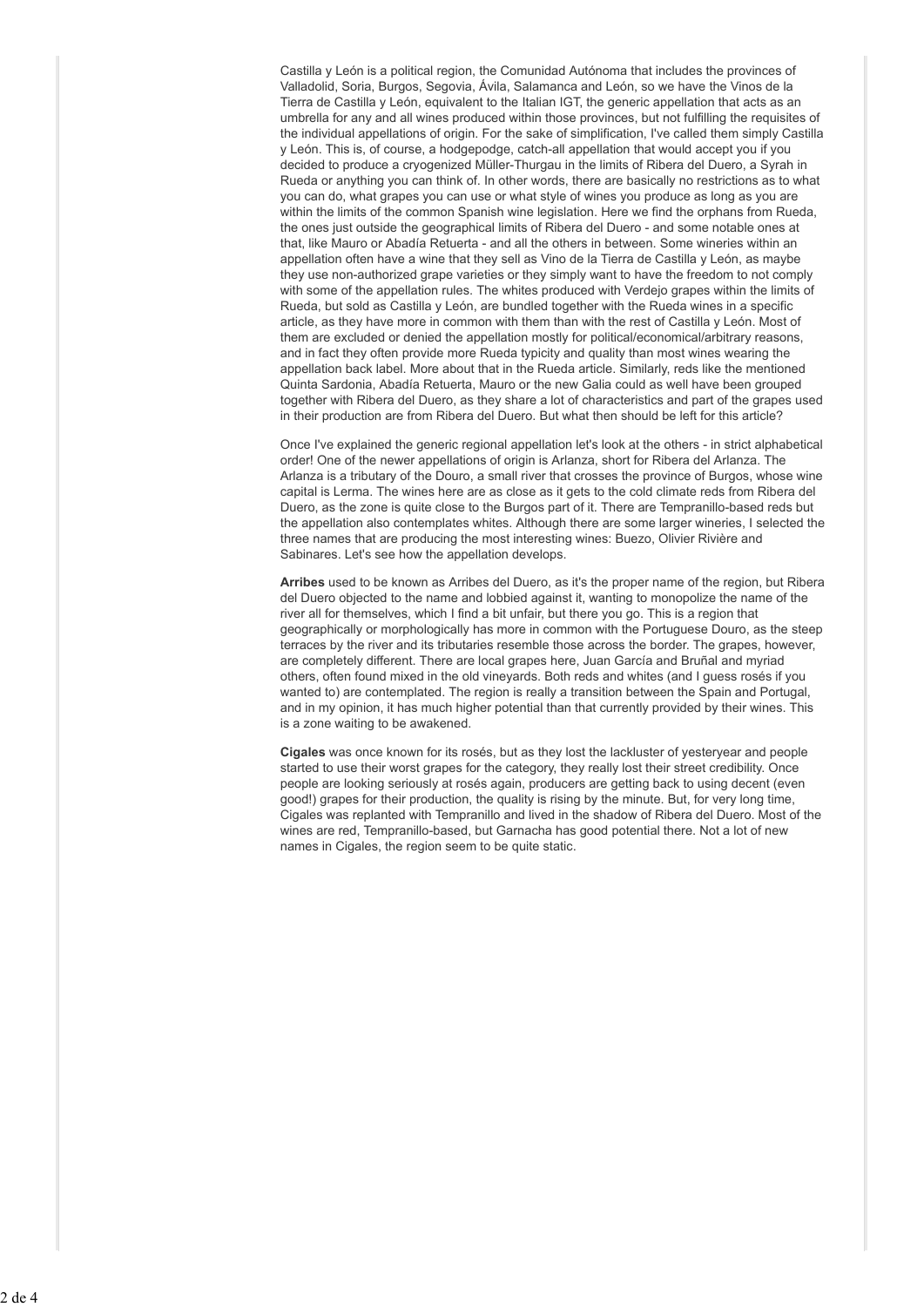Castilla y León is a political region, the Comunidad Autónoma that includes the provinces of Valladolid, Soria, Burgos, Segovia, Ávila, Salamanca and León, so we have the Vinos de la Tierra de Castilla y León, equivalent to the Italian IGT, the generic appellation that acts as an umbrella for any and all wines produced within those provinces, but not fulfilling the requisites of the individual appellations of origin. For the sake of simplification, I've called them simply Castilla y León. This is, of course, a hodgepodge, catch-all appellation that would accept you if you decided to produce a cryogenized Müller-Thurgau in the limits of Ribera del Duero, a Syrah in Rueda or anything you can think of. In other words, there are basically no restrictions as to what you can do, what grapes you can use or what style of wines you produce as long as you are within the limits of the common Spanish wine legislation. Here we find the orphans from Rueda, the ones just outside the geographical limits of Ribera del Duero - and some notable ones at that, like Mauro or Abadía Retuerta - and all the others in between. Some wineries within an appellation often have a wine that they sell as Vino de la Tierra de Castilla y León, as maybe they use non-authorized grape varieties or they simply want to have the freedom to not comply with some of the appellation rules. The whites produced with Verdejo grapes within the limits of Rueda, but sold as Castilla y León, are bundled together with the Rueda wines in a specific article, as they have more in common with them than with the rest of Castilla y León. Most of them are excluded or denied the appellation mostly for political/economical/arbitrary reasons, and in fact they often provide more Rueda typicity and quality than most wines wearing the appellation back label. More about that in the Rueda article. Similarly, reds like the mentioned Quinta Sardonia, Abadía Retuerta, Mauro or the new Galia could as well have been grouped together with Ribera del Duero, as they share a lot of characteristics and part of the grapes used in their production are from Ribera del Duero. But what then should be left for this article?

Once I've explained the generic regional appellation let's look at the others - in strict alphabetical order! One of the newer appellations of origin is Arlanza, short for Ribera del Arlanza. The Arlanza is a tributary of the Douro, a small river that crosses the province of Burgos, whose wine capital is Lerma. The wines here are as close as it gets to the cold climate reds from Ribera del Duero, as the zone is quite close to the Burgos part of it. There are Tempranillo-based reds but the appellation also contemplates whites. Although there are some larger wineries, I selected the three names that are producing the most interesting wines: Buezo, Olivier Rivière and Sabinares. Let's see how the appellation develops.

**Arribes** used to be known as Arribes del Duero, as it's the proper name of the region, but Ribera del Duero objected to the name and lobbied against it, wanting to monopolize the name of the river all for themselves, which I find a bit unfair, but there you go. This is a region that geographically or morphologically has more in common with the Portuguese Douro, as the steep terraces by the river and its tributaries resemble those across the border. The grapes, however, are completely different. There are local grapes here, Juan García and Bruñal and myriad others, often found mixed in the old vineyards. Both reds and whites (and I guess rosés if you wanted to) are contemplated. The region is really a transition between the Spain and Portugal, and in my opinion, it has much higher potential than that currently provided by their wines. This is a zone waiting to be awakened.

**Cigales** was once known for its rosés, but as they lost the lackluster of yesteryear and people started to use their worst grapes for the category, they really lost their street credibility. Once people are looking seriously at rosés again, producers are getting back to using decent (even good!) grapes for their production, the quality is rising by the minute. But, for very long time, Cigales was replanted with Tempranillo and lived in the shadow of Ribera del Duero. Most of the wines are red, Tempranillo-based, but Garnacha has good potential there. Not a lot of new names in Cigales, the region seem to be quite static.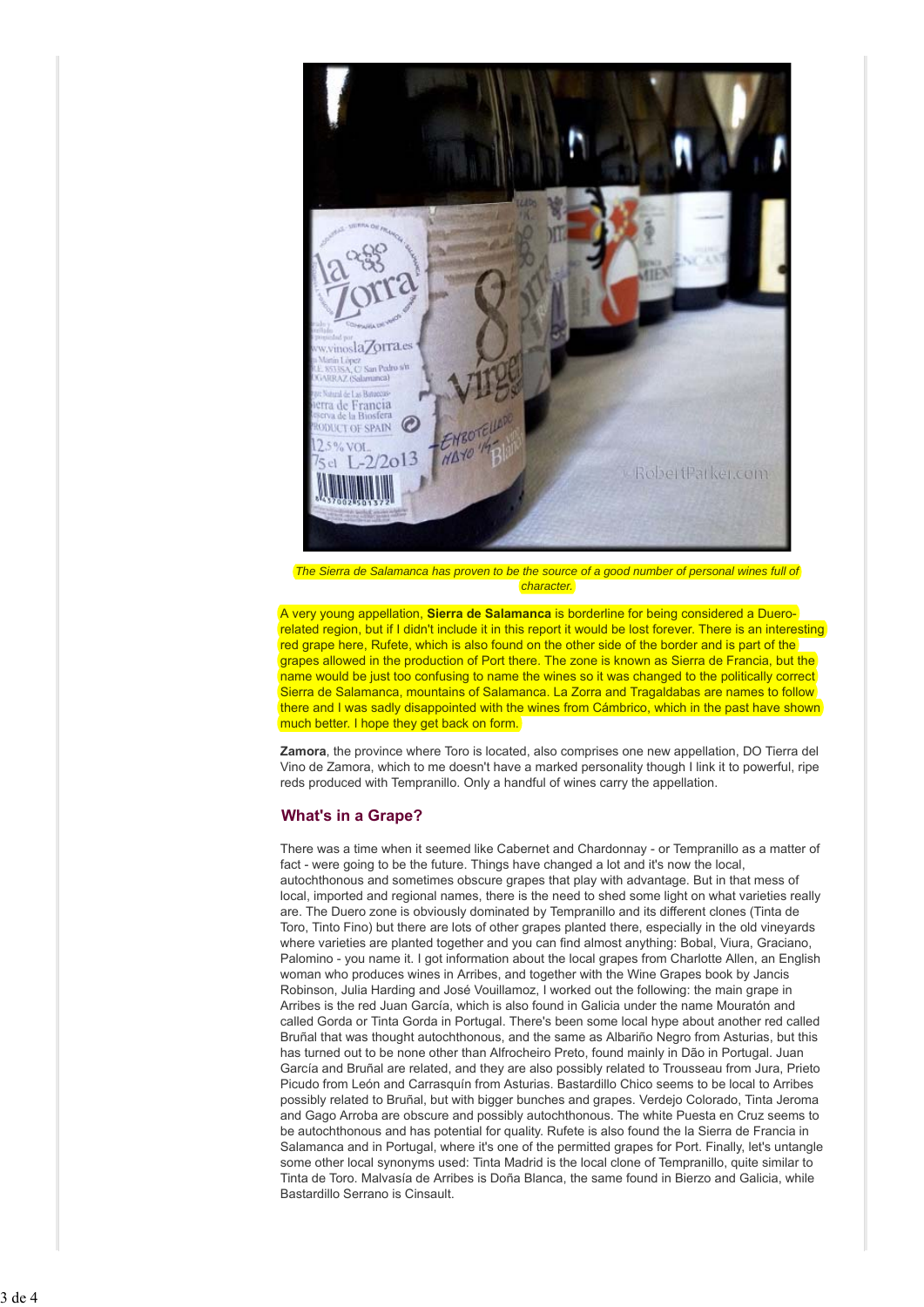*The Sierra de Salamanca has proven to be the source of a good number of personal wines full of character.*

A very young appellation, **Sierra de Salamanca** is borderline for being considered a Duero-related region, but if I didn't include it in this report it would be lost forever. There is an interesting red grape here, Rufete, which is also found on the other side of the border and is part of the grapes allowed in the production of Port there. The zone is known as Sierra de Francia, but the name would be just too confusing to name the wines so it was changed to the politically correct Sierra de Salamanca, mountains of Salamanca. La Zorra and Tragaldabas are names to follow there and I was sadly disappointed with the wines from Cámbrico, which in the past have shown much better. I hope they get back on form.

**Zamora**, the province where Toro is located, also comprises one new appellation, DO Tierra del Vino de Zamora, which to me doesn't have a marked personality though I link it to powerful, ripe reds produced with Tempranillo. Only a handful of wines carry the appellation.

## What's in a Grape?

There was a time when it seemed like Cabernet and Chardonnay - or Tempranillo as a matter of fact - were going to be the future. Things have changed a lot and it's now the local, autochthonous and sometimes obscure grapes that play with advantage. But in that mess of local, imported and regional names, there is the need to shed some light on what varieties really are. The Duero zone is obviously dominated by Tempranillo and its different clones (Tinta de Toro, Tinto Fino) but there are lots of other grapes planted there, especially in the old vineyards where varieties are planted together and you can find almost anything: Bobal, Viura, Graciano, Palomino - you name it. I got information about the local grapes from Charlotte Allen, an English woman who produces wines in Arribes, and together with the Wine Grapes book by Jancis Robinson, Julia Harding and José Vouillamoz, I worked out the following: the main grape in Arribes is the red Juan García, which is also found in Galicia under the name Mouratón and called Gorda or Tinta Gorda in Portugal. There's been some local hype about another red called Bruñal that was thought autochthonous, and the same as Albariño Negro from Asturias, but this has turned out to be none other than Alfrocheiro Preto, found mainly in Dão in Portugal. Juan García and Bruñal are related, and they are also possibly related to Trousseau from Jura, Prieto Picudo from León and Carrasquín from Asturias. Bastardillo Chico seems to be local to Arribes possibly related to Bruñal, but with bigger bunches and grapes. Verdejo Colorado, Tinta Jeroma and Gago Arroba are obscure and possibly autochthonous. The white Puesta en Cruz seems to be autochthonous and has potential for quality. Rufete is also found the la Sierra de Francia in Salamanca and in Portugal, where it's one of the permitted grapes for Port. Finally, let's untangle some other local synonyms used: Tinta Madrid is the local clone of Tempranillo, quite similar to Tinta de Toro. Malvasía de Arribes is Doña Blanca, the same found in Bierzo and Galicia, while Bastardillo Serrano is Cinsault.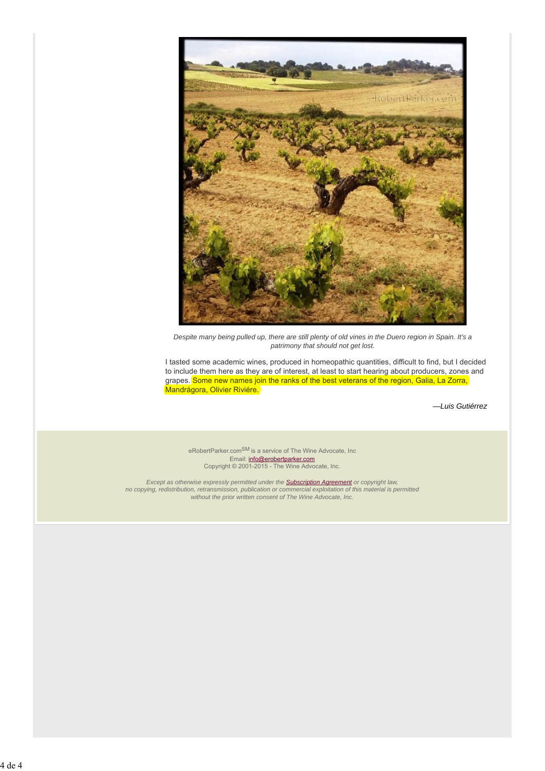*Despite many being pulled up, there are still plenty of old vines in the Duero region in Spain. It's a patrimony that should not get lost.*

I tasted some academic wines, produced in homeopathic quantities, difficult to find, but I decided to include them here as they are of interest, at least to start hearing about producers, zones and grapes. Some new names join the ranks of the best veterans of the region, Galia, La Zorra, Mandrágora, Olivier Riviére.

*—Luis Gutiérrez*

eRobertParker.com[SM] is a service of The Wine Advocate, Inc
Email: info@erobertparker.com
Copyright © 2001-2015 - The Wine Advocate, Inc.

*Except as otherwise expressly permitted under the **Subscription Agreement** or copyright law, no copying, redistribution, retransmission, publication or commercial exploitation of this material is permitted without the prior written consent of The Wine Advocate, Inc.*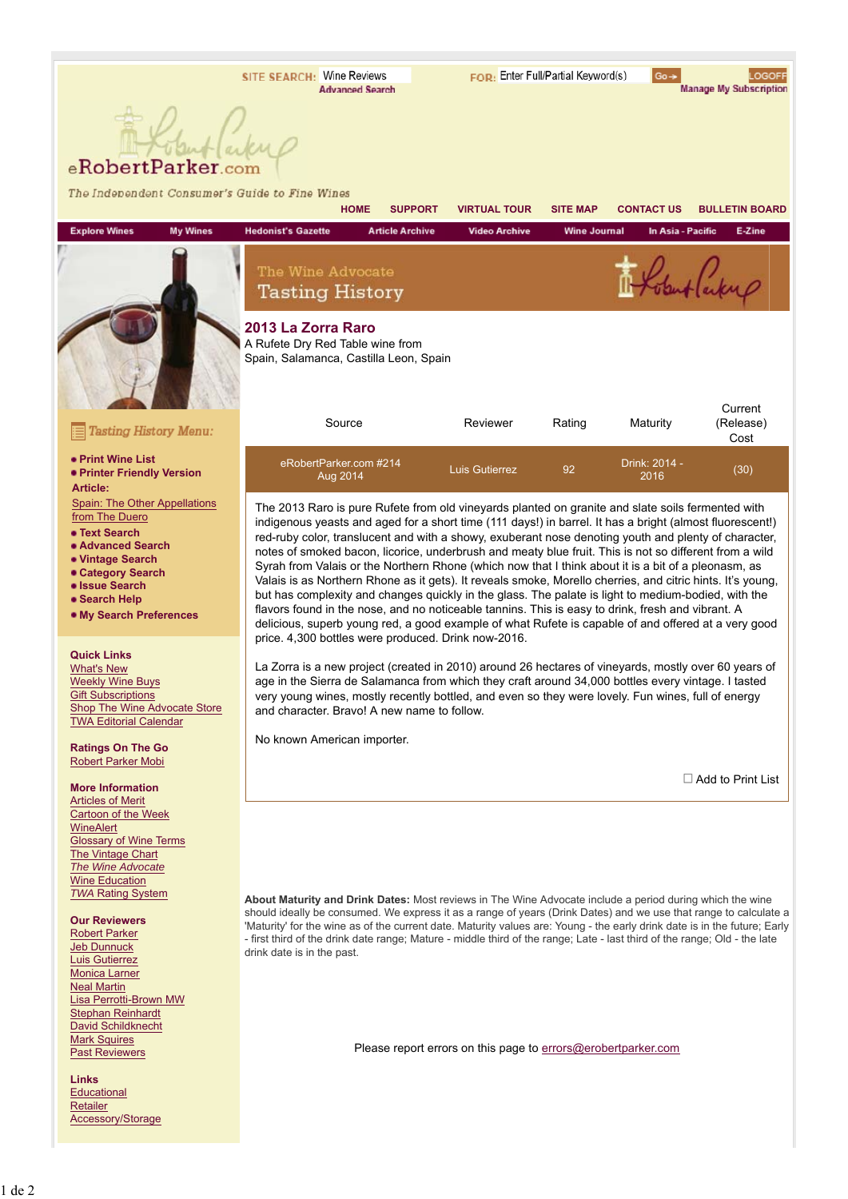SITE SEARCH: Wine Reviews | Advanced Search | FOR: Enter Full/Partial Keyword(s) | Go | LOGOFF | Manage My Subscription

eRobertParker.com

*The Independent Consumer's Guide to Fine Wines*

HOME | SUPPORT | VIRTUAL TOUR | SITE MAP | CONTACT US | BULLETIN BOARD

Explore Wines | My Wines | Hedonist's Gazette | Article Archive | Video Archive | Wine Journal | In Asia - Pacific | E-Zine

# The Wine Advocate Tasting History

## 2013 La Zorra Raro

A Rufete Dry Red Table wine from
Spain, Salamanca, Castilla Leon, Spain

| Source | Reviewer | Rating | Maturity | Current (Release) Cost |
|---|---|---|---|---|
| eRobertParker.com #214 Aug 2014 | Luis Gutierrez | 92 | Drink: 2014 - 2016 | (30) |

The 2013 Raro is pure Rufete from old vineyards planted on granite and slate soils fermented with indigenous yeasts and aged for a short time (111 days!) in barrel. It has a bright (almost fluorescent!) red-ruby color, translucent and with a showy, exuberant nose denoting youth and plenty of character, notes of smoked bacon, licorice, underbrush and meaty blue fruit. This is not so different from a wild Syrah from Valais or the Northern Rhone (which now that I think about it is a bit of a pleonasm, as Valais is as Northern Rhone as it gets). It reveals smoke, Morello cherries, and citric hints. It's young, but has complexity and changes quickly in the glass. The palate is light to medium-bodied, with the flavors found in the nose, and no noticeable tannins. This is easy to drink, fresh and vibrant. A delicious, superb young red, a good example of what Rufete is capable of and offered at a very good price. 4,300 bottles were produced. Drink now-2016.

La Zorra is a new project (created in 2010) around 26 hectares of vineyards, mostly over 60 years of age in the Sierra de Salamanca from which they craft around 34,000 bottles every vintage. I tasted very young wines, mostly recently bottled, and even so they were lovely. Fun wines, full of energy and character. Bravo! A new name to follow.

No known American importer.

☐ Add to Print List

### Tasting History Menu:

- **Print Wine List**
- **Printer Friendly Version**

**Article:**

Spain: The Other Appellations from The Duero

- **Text Search**
- **Advanced Search**
- **Vintage Search**
- **Category Search**
- **Issue Search**
- **Search Help**
- **My Search Preferences**

**Quick Links**
What's New
Weekly Wine Buys
Gift Subscriptions
Shop The Wine Advocate Store
TWA Editorial Calendar

**Ratings On The Go**
Robert Parker Mobi

**More Information**
Articles of Merit
Cartoon of the Week
WineAlert
Glossary of Wine Terms
The Vintage Chart
*The Wine Advocate*
Wine Education
*TWA* Rating System

**Our Reviewers**
Robert Parker
Jeb Dunnuck
Luis Gutierrez
Monica Larner
Neal Martin
Lisa Perrotti-Brown MW
Stephan Reinhardt
David Schildknecht
Mark Squires
Past Reviewers

**Links**
Educational
Retailer
Accessory/Storage

**About Maturity and Drink Dates:** Most reviews in The Wine Advocate include a period during which the wine should ideally be consumed. We express it as a range of years (Drink Dates) and we use that range to calculate a 'Maturity' for the wine as of the current date. Maturity values are: Young - the early drink date is in the future; Early - first third of the drink date range; Mature - middle third of the range; Late - last third of the range; Old - the late drink date is in the past.

Please report errors on this page to errors@erobertparker.com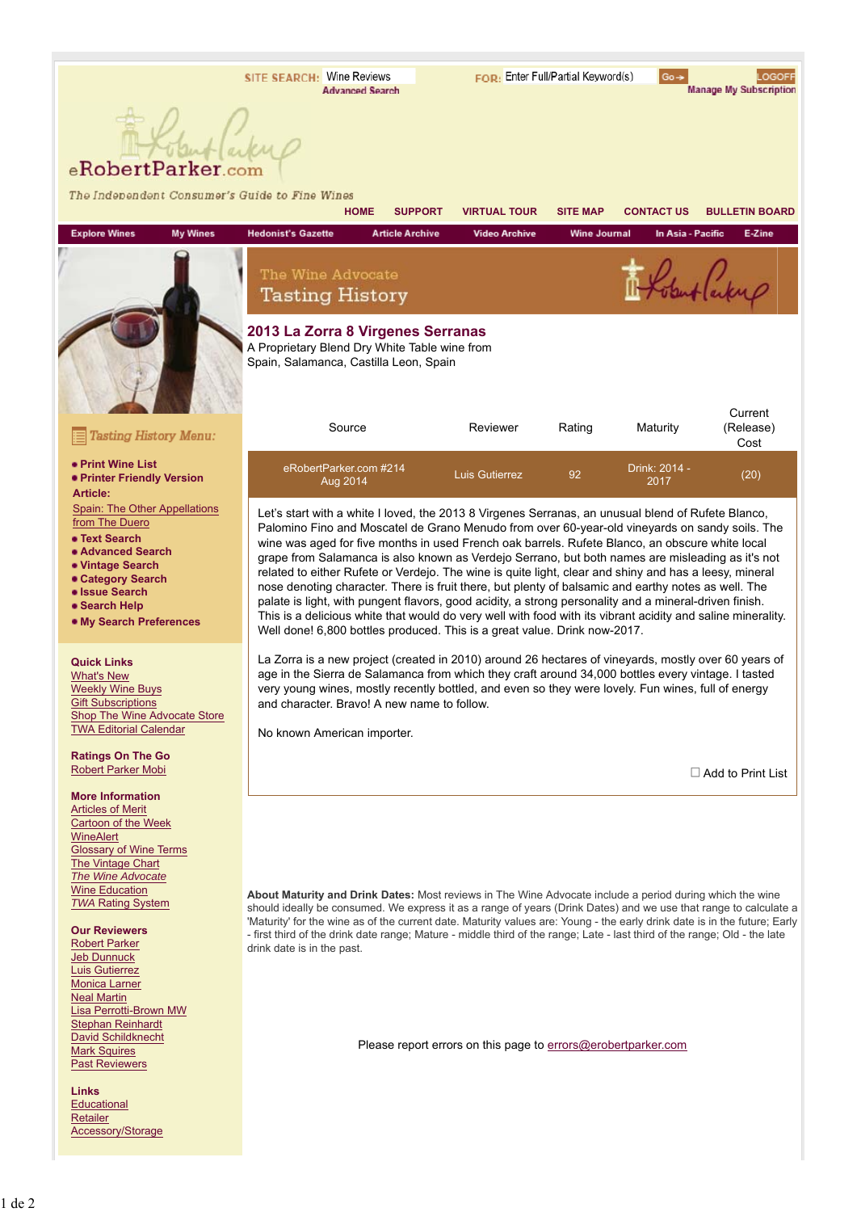SITE SEARCH: Wine Reviews
Advanced Search

FOR: Enter Full/Partial Keyword(s) Go

LOGOFF
Manage My Subscription

eRobertParker.com

The Independent Consumer's Guide to Fine Wines

HOME | SUPPORT | VIRTUAL TOUR | SITE MAP | CONTACT US | BULLETIN BOARD

Explore Wines | My Wines | Hedonist's Gazette | Article Archive | Video Archive | Wine Journal | In Asia - Pacific | E-Zine

The Wine Advocate

# Tasting History

## 2013 La Zorra 8 Virgenes Serranas

A Proprietary Blend Dry White Table wine from
Spain, Salamanca, Castilla Leon, Spain

| Source | Reviewer | Rating | Maturity | Current (Release) Cost |
|---|---|---|---|---|
| eRobertParker.com #214 Aug 2014 | Luis Gutierrez | 92 | Drink: 2014 - 2017 | (20) |

Let's start with a white I loved, the 2013 8 Virgenes Serranas, an unusual blend of Rufete Blanco, Palomino Fino and Moscatel de Grano Menudo from over 60-year-old vineyards on sandy soils. The wine was aged for five months in used French oak barrels. Rufete Blanco, an obscure white local grape from Salamanca is also known as Verdejo Serrano, but both names are misleading as it's not related to either Rufete or Verdejo. The wine is quite light, clear and shiny and has a leesy, mineral nose denoting character. There is fruit there, but plenty of balsamic and earthy notes as well. The palate is light, with pungent flavors, good acidity, a strong personality and a mineral-driven finish. This is a delicious white that would do very well with food with its vibrant acidity and saline minerality. Well done! 6,800 bottles produced. This is a great value. Drink now-2017.

La Zorra is a new project (created in 2010) around 26 hectares of vineyards, mostly over 60 years of age in the Sierra de Salamanca from which they craft around 34,000 bottles every vintage. I tasted very young wines, mostly recently bottled, and even so they were lovely. Fun wines, full of energy and character. Bravo! A new name to follow.

No known American importer.

☐ Add to Print List

**About Maturity and Drink Dates:** Most reviews in The Wine Advocate include a period during which the wine should ideally be consumed. We express it as a range of years (Drink Dates) and we use that range to calculate a 'Maturity' for the wine as of the current date. Maturity values are: Young - the early drink date is in the future; Early - first third of the drink date range; Mature - middle third of the range; Late - last third of the range; Old - the late drink date is in the past.

Please report errors on this page to errors@erobertparker.com

### Tasting History Menu:

- Print Wine List
- Printer Friendly Version

**Article:**

Spain: The Other Appellations from The Duero

- Text Search
- Advanced Search
- Vintage Search
- Category Search
- Issue Search
- Search Help
- My Search Preferences

**Quick Links**

What's New
Weekly Wine Buys
Gift Subscriptions
Shop The Wine Advocate Store
TWA Editorial Calendar

**Ratings On The Go**

Robert Parker Mobi

**More Information**

Articles of Merit
Cartoon of the Week
WineAlert
Glossary of Wine Terms
The Vintage Chart
*The Wine Advocate*
Wine Education
*TWA* Rating System

**Our Reviewers**

Robert Parker
Jeb Dunnuck
Luis Gutierrez
Monica Larner
Neal Martin
Lisa Perrotti-Brown MW
Stephan Reinhardt
David Schildknecht
Mark Squires
Past Reviewers

**Links**

Educational
Retailer
Accessory/Storage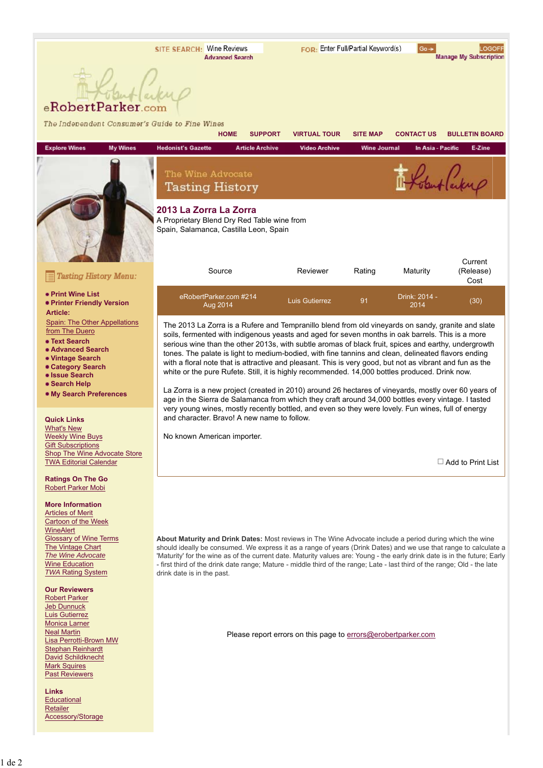SITE SEARCH: Wine Reviews
Advanced Search

FOR: Enter Full/Partial Keyword(s) Go

LOGOFF
Manage My Subscription

eRobertParker.com

*The Independent Consumer's Guide to Fine Wines*

HOME | SUPPORT | VIRTUAL TOUR | SITE MAP | CONTACT US | BULLETIN BOARD

Explore Wines | My Wines | Hedonist's Gazette | Article Archive | Video Archive | Wine Journal | In Asia - Pacific | E-Zine

# The Wine Advocate Tasting History

## 2013 La Zorra La Zorra

A Proprietary Blend Dry Red Table wine from
Spain, Salamanca, Castilla Leon, Spain

| Source | Reviewer | Rating | Maturity | Current (Release) Cost |
|---|---|---|---|---|
| eRobertParker.com #214 Aug 2014 | Luis Gutierrez | 91 | Drink: 2014 - 2014 | (30) |

The 2013 La Zorra is a Rufere and Tempranillo blend from old vineyards on sandy, granite and slate soils, fermented with indigenous yeasts and aged for seven months in oak barrels. This is a more serious wine than the other 2013s, with subtle aromas of black fruit, spices and earthy, undergrowth tones. The palate is light to medium-bodied, with fine tannins and clean, delineated flavors ending with a floral note that is attractive and pleasant. This is very good, but not as vibrant and fun as the white or the pure Rufete. Still, it is highly recommended. 14,000 bottles produced. Drink now.

La Zorra is a new project (created in 2010) around 26 hectares of vineyards, mostly over 60 years of age in the Sierra de Salamanca from which they craft around 34,000 bottles every vintage. I tasted very young wines, mostly recently bottled, and even so they were lovely. Fun wines, full of energy and character. Bravo! A new name to follow.

No known American importer.

☐ Add to Print List

**About Maturity and Drink Dates:** Most reviews in The Wine Advocate include a period during which the wine should ideally be consumed. We express it as a range of years (Drink Dates) and we use that range to calculate a 'Maturity' for the wine as of the current date. Maturity values are: Young - the early drink date is in the future; Early - first third of the drink date range; Mature - middle third of the range; Late - last third of the range; Old - the late drink date is in the past.

Please report errors on this page to errors@erobertparker.com

### Tasting History Menu:

- Print Wine List
- Printer Friendly Version
- **Article:** Spain: The Other Appellations from The Duero
- Text Search
- Advanced Search
- Vintage Search
- Category Search
- Issue Search
- Search Help
- My Search Preferences

**Quick Links**
What's New
Weekly Wine Buys
Gift Subscriptions
Shop The Wine Advocate Store
TWA Editorial Calendar

**Ratings On The Go**
Robert Parker Mobi

**More Information**
Articles of Merit
Cartoon of the Week
WineAlert
Glossary of Wine Terms
The Vintage Chart
*The Wine Advocate*
Wine Education
*TWA* Rating System

**Our Reviewers**
Robert Parker
Jeb Dunnuck
Luis Gutierrez
Monica Larner
Neal Martin
Lisa Perrotti-Brown MW
Stephan Reinhardt
David Schildknecht
Mark Squires
Past Reviewers

**Links**
Educational
Retailer
Accessory/Storage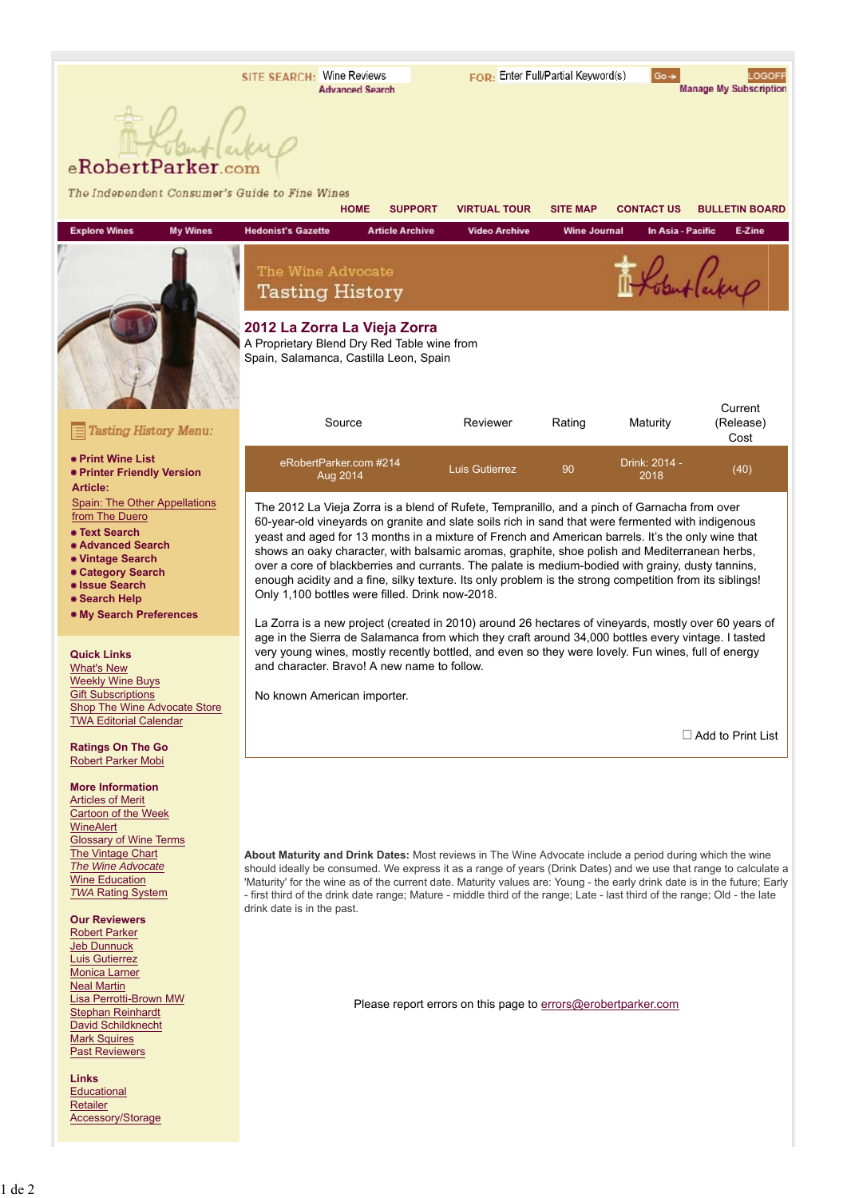SITE SEARCH: Wine Reviews

Advanced Search

FOR: Enter Full/Partial Keyword(s) Go

LOGOFF

Manage My Subscription

eRobertParker.com

The Independent Consumer's Guide to Fine Wines

HOME SUPPORT VIRTUAL TOUR SITE MAP CONTACT US BULLETIN BOARD

Explore Wines | My Wines | Hedonist's Gazette | Article Archive | Video Archive | Wine Journal | In Asia - Pacific | E-Zine

The Wine Advocate

# Tasting History

## 2012 La Zorra La Vieja Zorra

A Proprietary Blend Dry Red Table wine from
Spain, Salamanca, Castilla Leon, Spain

| Source | Reviewer | Rating | Maturity | Current (Release) Cost |
|---|---|---|---|---|
| eRobertParker.com #214 Aug 2014 | Luis Gutierrez | 90 | Drink: 2014 - 2018 | (40) |

The 2012 La Vieja Zorra is a blend of Rufete, Tempranillo, and a pinch of Garnacha from over 60-year-old vineyards on granite and slate soils rich in sand that were fermented with indigenous yeast and aged for 13 months in a mixture of French and American barrels. It's the only wine that shows an oaky character, with balsamic aromas, graphite, shoe polish and Mediterranean herbs, over a core of blackberries and currants. The palate is medium-bodied with grainy, dusty tannins, enough acidity and a fine, silky texture. Its only problem is the strong competition from its siblings! Only 1,100 bottles were filled. Drink now-2018.

La Zorra is a new project (created in 2010) around 26 hectares of vineyards, mostly over 60 years of age in the Sierra de Salamanca from which they craft around 34,000 bottles every vintage. I tasted very young wines, mostly recently bottled, and even so they were lovely. Fun wines, full of energy and character. Bravo! A new name to follow.

No known American importer.

☐ Add to Print List

**About Maturity and Drink Dates:** Most reviews in The Wine Advocate include a period during which the wine should ideally be consumed. We express it as a range of years (Drink Dates) and we use that range to calculate a 'Maturity' for the wine as of the current date. Maturity values are: Young - the early drink date is in the future; Early - first third of the drink date range; Mature - middle third of the range; Late - last third of the range; Old - the late drink date is in the past.

Please report errors on this page to errors@erobertparker.com

*Tasting History Menu:*

- **Print Wine List**
- **Printer Friendly Version**

**Article:**

Spain: The Other Appellations from The Duero

- **Text Search**
- **Advanced Search**
- **Vintage Search**
- **Category Search**
- **Issue Search**
- **Search Help**
- **My Search Preferences**

**Quick Links**

What's New
Weekly Wine Buys
Gift Subscriptions
Shop The Wine Advocate Store
TWA Editorial Calendar

**Ratings On The Go**

Robert Parker Mobi

**More Information**

Articles of Merit
Cartoon of the Week
WineAlert
Glossary of Wine Terms
The Vintage Chart
*The Wine Advocate*
Wine Education
*TWA* Rating System

**Our Reviewers**

Robert Parker
Jeb Dunnuck
Luis Gutierrez
Monica Larner
Neal Martin
Lisa Perrotti-Brown MW
Stephan Reinhardt
David Schildknecht
Mark Squires
Past Reviewers

**Links**

Educational
Retailer
Accessory/Storage